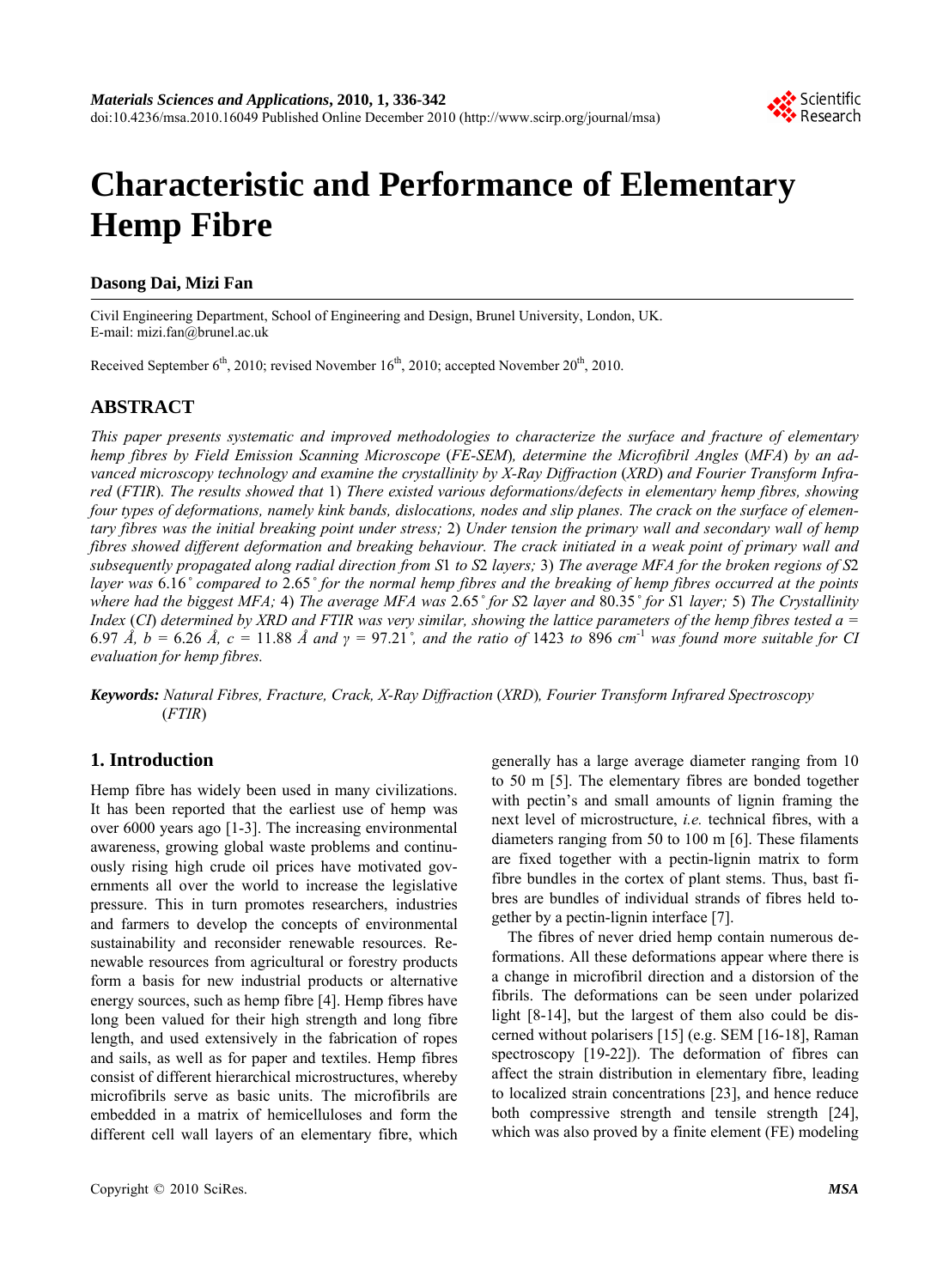# Characteristic and Performance of Elementary Hemp Fibre

**Dasong Dai, Mizi Fan**

Civil Engineering Department, School of Engineering and Design, Brunel University, London, UK.
E-mail: mizi.fan@brunel.ac.uk

Received September 6th, 2010; revised November 16th, 2010; accepted November 20th, 2010.

## ABSTRACT

*This paper presents systematic and improved methodologies to characterize the surface and fracture of elementary hemp fibres by Field Emission Scanning Microscope (FE-SEM), determine the Microfibril Angles (MFA) by an advanced microscopy technology and examine the crystallinity by X-Ray Diffraction (XRD) and Fourier Transform Infrared (FTIR). The results showed that 1) There existed various deformations/defects in elementary hemp fibres, showing four types of deformations, namely kink bands, dislocations, nodes and slip planes. The crack on the surface of elementary fibres was the initial breaking point under stress; 2) Under tension the primary wall and secondary wall of hemp fibres showed different deformation and breaking behaviour. The crack initiated in a weak point of primary wall and subsequently propagated along radial direction from S1 to S2 layers; 3) The average MFA for the broken regions of S2 layer was 6.16˚ compared to 2.65˚ for the normal hemp fibres and the breaking of hemp fibres occurred at the points where had the biggest MFA; 4) The average MFA was 2.65˚ for S2 layer and 80.35˚ for S1 layer; 5) The Crystallinity Index (CI) determined by XRD and FTIR was very similar, showing the lattice parameters of the hemp fibres tested a = 6.97 Å, b = 6.26 Å, c = 11.88 Å and γ = 97.21˚, and the ratio of 1423 to 896 cm$^{-1}$ was found more suitable for CI evaluation for hemp fibres.*

***Keywords:*** *Natural Fibres, Fracture, Crack, X-Ray Diffraction (XRD), Fourier Transform Infrared Spectroscopy (FTIR)*

## 1. Introduction

Hemp fibre has widely been used in many civilizations. It has been reported that the earliest use of hemp was over 6000 years ago [1-3]. The increasing environmental awareness, growing global waste problems and continuously rising high crude oil prices have motivated governments all over the world to increase the legislative pressure. This in turn promotes researchers, industries and farmers to develop the concepts of environmental sustainability and reconsider renewable resources. Renewable resources from agricultural or forestry products form a basis for new industrial products or alternative energy sources, such as hemp fibre [4]. Hemp fibres have long been valued for their high strength and long fibre length, and used extensively in the fabrication of ropes and sails, as well as for paper and textiles. Hemp fibres consist of different hierarchical microstructures, whereby microfibrils serve as basic units. The microfibrils are embedded in a matrix of hemicelluloses and form the different cell wall layers of an elementary fibre, which generally has a large average diameter ranging from 10 to 50 m [5]. The elementary fibres are bonded together with pectin's and small amounts of lignin framing the next level of microstructure, *i.e.* technical fibres, with a diameters ranging from 50 to 100 m [6]. These filaments are fixed together with a pectin-lignin matrix to form fibre bundles in the cortex of plant stems. Thus, bast fibres are bundles of individual strands of fibres held together by a pectin-lignin interface [7].

The fibres of never dried hemp contain numerous deformations. All these deformations appear where there is a change in microfibril direction and a distorsion of the fibrils. The deformations can be seen under polarized light [8-14], but the largest of them also could be discerned without polarisers [15] (e.g. SEM [16-18], Raman spectroscopy [19-22]). The deformation of fibres can affect the strain distribution in elementary fibre, leading to localized strain concentrations [23], and hence reduce both compressive strength and tensile strength [24], which was also proved by a finite element (FE) modeling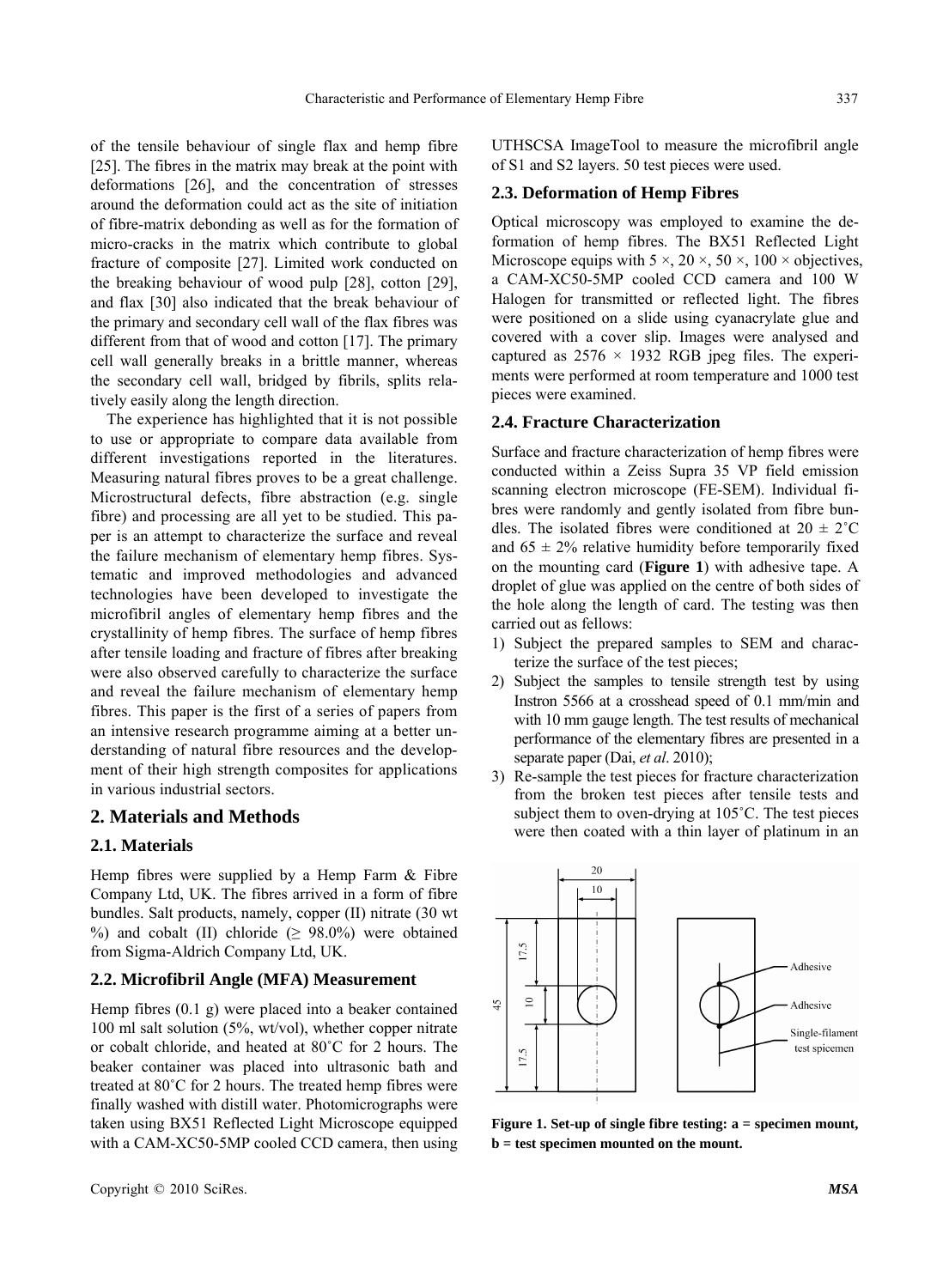of the tensile behaviour of single flax and hemp fibre [25]. The fibres in the matrix may break at the point with deformations [26], and the concentration of stresses around the deformation could act as the site of initiation of fibre-matrix debonding as well as for the formation of micro-cracks in the matrix which contribute to global fracture of composite [27]. Limited work conducted on the breaking behaviour of wood pulp [28], cotton [29], and flax [30] also indicated that the break behaviour of the primary and secondary cell wall of the flax fibres was different from that of wood and cotton [17]. The primary cell wall generally breaks in a brittle manner, whereas the secondary cell wall, bridged by fibrils, splits relatively easily along the length direction.

The experience has highlighted that it is not possible to use or appropriate to compare data available from different investigations reported in the literatures. Measuring natural fibres proves to be a great challenge. Microstructural defects, fibre abstraction (e.g. single fibre) and processing are all yet to be studied. This paper is an attempt to characterize the surface and reveal the failure mechanism of elementary hemp fibres. Systematic and improved methodologies and advanced technologies have been developed to investigate the microfibril angles of elementary hemp fibres and the crystallinity of hemp fibres. The surface of hemp fibres after tensile loading and fracture of fibres after breaking were also observed carefully to characterize the surface and reveal the failure mechanism of elementary hemp fibres. This paper is the first of a series of papers from an intensive research programme aiming at a better understanding of natural fibre resources and the development of their high strength composites for applications in various industrial sectors.

## 2. Materials and Methods

### 2.1. Materials

Hemp fibres were supplied by a Hemp Farm & Fibre Company Ltd, UK. The fibres arrived in a form of fibre bundles. Salt products, namely, copper (II) nitrate (30 wt %) and cobalt (II) chloride (≥ 98.0%) were obtained from Sigma-Aldrich Company Ltd, UK.

### 2.2. Microfibril Angle (MFA) Measurement

Hemp fibres (0.1 g) were placed into a beaker contained 100 ml salt solution (5%, wt/vol), whether copper nitrate or cobalt chloride, and heated at 80˚C for 2 hours. The beaker container was placed into ultrasonic bath and treated at 80˚C for 2 hours. The treated hemp fibres were finally washed with distill water. Photomicrographs were taken using BX51 Reflected Light Microscope equipped with a CAM-XC50-5MP cooled CCD camera, then using UTHSCSA ImageTool to measure the microfibril angle of S1 and S2 layers. 50 test pieces were used.

### 2.3. Deformation of Hemp Fibres

Optical microscopy was employed to examine the deformation of hemp fibres. The BX51 Reflected Light Microscope equips with 5 ×, 20 ×, 50 ×, 100 × objectives, a CAM-XC50-5MP cooled CCD camera and 100 W Halogen for transmitted or reflected light. The fibres were positioned on a slide using cyanacrylate glue and covered with a cover slip. Images were analysed and captured as 2576 × 1932 RGB jpeg files. The experiments were performed at room temperature and 1000 test pieces were examined.

### 2.4. Fracture Characterization

Surface and fracture characterization of hemp fibres were conducted within a Zeiss Supra 35 VP field emission scanning electron microscope (FE-SEM). Individual fibres were randomly and gently isolated from fibre bundles. The isolated fibres were conditioned at 20 ± 2˚C and 65 ± 2% relative humidity before temporarily fixed on the mounting card (**Figure 1**) with adhesive tape. A droplet of glue was applied on the centre of both sides of the hole along the length of card. The testing was then carried out as fellows:

1) Subject the prepared samples to SEM and characterize the surface of the test pieces;
2) Subject the samples to tensile strength test by using Instron 5566 at a crosshead speed of 0.1 mm/min and with 10 mm gauge length. The test results of mechanical performance of the elementary fibres are presented in a separate paper (Dai, *et al*. 2010);
3) Re-sample the test pieces for fracture characterization from the broken test pieces after tensile tests and subject them to oven-drying at 105˚C. The test pieces were then coated with a thin layer of platinum in an

**Figure 1. Set-up of single fibre testing: a = specimen mount, b = test specimen mounted on the mount.**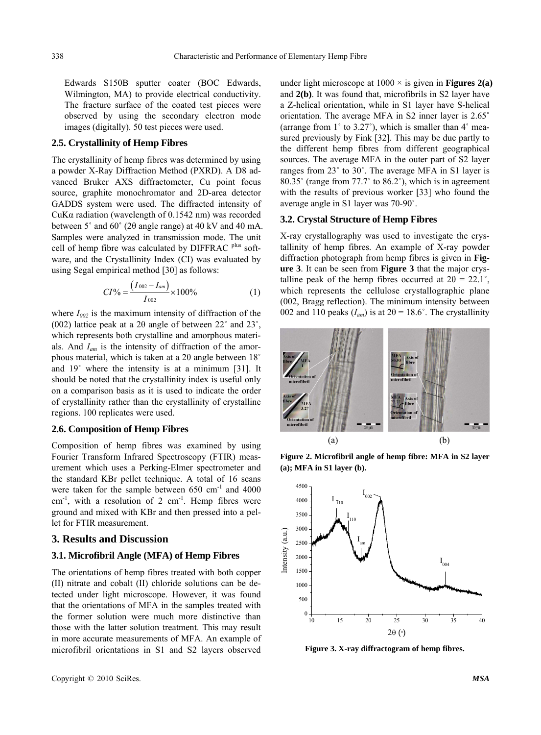Edwards S150B sputter coater (BOC Edwards, Wilmington, MA) to provide electrical conductivity. The fracture surface of the coated test pieces were observed by using the secondary electron mode images (digitally). 50 test pieces were used.

### 2.5. Crystallinity of Hemp Fibres

The crystallinity of hemp fibres was determined by using a powder X-Ray Diffraction Method (PXRD). A D8 advanced Bruker AXS diffractometer, Cu point focus source, graphite monochromator and 2D-area detector GADDS system were used. The diffracted intensity of CuKα radiation (wavelength of 0.1542 nm) was recorded between 5˚ and 60˚ (2θ angle range) at 40 kV and 40 mA. Samples were analyzed in transmission mode. The unit cell of hemp fibre was calculated by DIFFRAC $^{plus}$ software, and the Crystallinity Index (CI) was evaluated by using Segal empirical method [30] as follows:

$$CI\% = \frac{\left(I_{002} - I_{am}\right)}{I_{002}} \times 100\% \quad (1)$$

where $I_{002}$ is the maximum intensity of diffraction of the (002) lattice peak at a 2θ angle of between 22˚ and 23˚, which represents both crystalline and amorphous materials. And $I_{am}$ is the intensity of diffraction of the amorphous material, which is taken at a 2θ angle between 18˚ and 19˚ where the intensity is at a minimum [31]. It should be noted that the crystallinity index is useful only on a comparison basis as it is used to indicate the order of crystallinity rather than the crystallinity of crystalline regions. 100 replicates were used.

### 2.6. Composition of Hemp Fibres

Composition of hemp fibres was examined by using Fourier Transform Infrared Spectroscopy (FTIR) measurement which uses a Perking-Elmer spectrometer and the standard KBr pellet technique. A total of 16 scans were taken for the sample between 650 cm$^{-1}$ and 4000 cm$^{-1}$, with a resolution of 2 cm$^{-1}$. Hemp fibres were ground and mixed with KBr and then pressed into a pellet for FTIR measurement.

## 3. Results and Discussion

### 3.1. Microfibril Angle (MFA) of Hemp Fibres

The orientations of hemp fibres treated with both copper (II) nitrate and cobalt (II) chloride solutions can be detected under light microscope. However, it was found that the orientations of MFA in the samples treated with the former solution were much more distinctive than those with the latter solution treatment. This may result in more accurate measurements of MFA. An example of microfibril orientations in S1 and S2 layers observed under light microscope at 1000 × is given in **Figures 2(a)** and **2(b)**. It was found that, microfibrils in S2 layer have a Z-helical orientation, while in S1 layer have S-helical orientation. The average MFA in S2 inner layer is 2.65˚ (arrange from 1˚ to 3.27˚), which is smaller than 4˚ measured previously by Fink [32]. This may be due partly to the different hemp fibres from different geographical sources. The average MFA in the outer part of S2 layer ranges from 23˚ to 30˚. The average MFA in S1 layer is 80.35˚ (range from 77.7˚ to 86.2˚), which is in agreement with the results of previous worker [33] who found the average angle in S1 layer was 70-90˚.

### 3.2. Crystal Structure of Hemp Fibres

X-ray crystallography was used to investigate the crystallinity of hemp fibres. An example of X-ray powder diffraction photograph from hemp fibres is given in **Figure 3**. It can be seen from **Figure 3** that the major crystalline peak of the hemp fibres occurred at 2θ = 22.1˚, which represents the cellulose crystallographic plane (002, Bragg reflection). The minimum intensity between 002 and 110 peaks ($I_{am}$) is at 2θ = 18.6˚. The crystallinity

**Figure 2. Microfibril angle of hemp fibre: MFA in S2 layer (a); MFA in S1 layer (b).**

**Figure 3. X-ray diffractogram of hemp fibres.**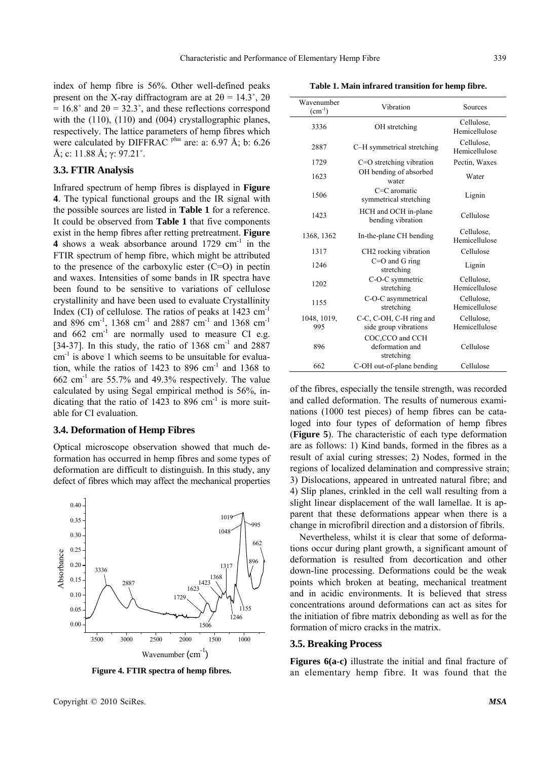index of hemp fibre is 56%. Other well-defined peaks present on the X-ray diffractogram are at $2\theta = 14.3^\circ$, $2\theta = 16.8^\circ$ and $2\theta = 32.3^\circ$, and these reflections correspond with the (110), (110) and (004) crystallographic planes, respectively. The lattice parameters of hemp fibres which were calculated by DIFFRAC [plus] are: a: 6.97 Å; b: 6.26 Å; c: 11.88 Å; γ: 97.21˚.

### 3.3. FTIR Analysis

Infrared spectrum of hemp fibres is displayed in **Figure 4**. The typical functional groups and the IR signal with the possible sources are listed in **Table 1** for a reference. It could be observed from **Table 1** that five components exist in the hemp fibres after retting pretreatment. **Figure 4** shows a weak absorbance around 1729 $cm^{-1}$ in the FTIR spectrum of hemp fibre, which might be attributed to the presence of the carboxylic ester (C=O) in pectin and waxes. Intensities of some bands in IR spectra have been found to be sensitive to variations of cellulose crystallinity and have been used to evaluate Crystallinity Index (CI) of cellulose. The ratios of peaks at 1423 $cm^{-1}$ and 896 $cm^{-1}$, 1368 $cm^{-1}$ and 2887 $cm^{-1}$ and 1368 $cm^{-1}$ and 662 $cm^{-1}$ are normally used to measure CI e.g. [34-37]. In this study, the ratio of 1368 $cm^{-1}$ and 2887 $cm^{-1}$ is above 1 which seems to be unsuitable for evaluation, while the ratios of 1423 to 896 $cm^{-1}$ and 1368 to 662 $cm^{-1}$ are 55.7% and 49.3% respectively. The value calculated by using Segal empirical method is 56%, indicating that the ratio of 1423 to 896 $cm^{-1}$ is more suitable for CI evaluation.

### 3.4. Deformation of Hemp Fibres

Optical microscope observation showed that much deformation has occurred in hemp fibres and some types of deformation are difficult to distinguish. In this study, any defect of fibres which may affect the mechanical properties of the fibres, especially the tensile strength, was recorded and called deformation. The results of numerous examinations (1000 test pieces) of hemp fibres can be cataloged into four types of deformation of hemp fibres (**Figure 5**). The characteristic of each type deformation are as follows: 1) Kind bands, formed in the fibres as a result of axial curing stresses; 2) Nodes, formed in the regions of localized delamination and compressive strain; 3) Dislocations, appeared in untreated natural fibre; and 4) Slip planes, crinkled in the cell wall resulting from a slight linear displacement of the wall lamellae. It is apparent that these deformations appear when there is a change in microfibril direction and a distorsion of fibrils.

Nevertheless, whilst it is clear that some of deformations occur during plant growth, a significant amount of deformation is resulted from decortication and other down-line processing. Deformations could be the weak points which broken at beating, mechanical treatment and in acidic environments. It is believed that stress concentrations around deformations can act as sites for the initiation of fibre matrix debonding as well as for the formation of micro cracks in the matrix.

**Figure 4. FTIR spectra of hemp fibres.**

**Table 1. Main infrared transition for hemp fibre.**

| Wavenumber ($cm^{-1}$) | Vibration | Sources |
|---|---|---|
| 3336 | OH stretching | Cellulose, Hemicellulose |
| 2887 | C–H symmetrical stretching | Cellulose, Hemicellulose |
| 1729 | C=O stretching vibration | Pectin, Waxes |
| 1623 | OH bending of absorbed water | Water |
| 1506 | C=C aromatic symmetrical stretching | Lignin |
| 1423 | HCH and OCH in-plane bending vibration | Cellulose |
| 1368, 1362 | In-the-plane CH bending | Cellulose, Hemicellulose |
| 1317 | CH2 rocking vibration | Cellulose |
| 1246 | C=O and G ring stretching | Lignin |
| 1202 | C-O-C symmetric stretching | Cellulose, Hemicellulose |
| 1155 | C-O-C asymmetrical stretching | Cellulose, Hemicellulose |
| 1048, 1019, 995 | C-C, C-OH, C-H ring and side group vibrations | Cellulose, Hemicellulose |
| 896 | COC,CCO and CCH deformation and stretching | Cellulose |
| 662 | C-OH out-of-plane bending | Cellulose |

### 3.5. Breaking Process

**Figures 6(a-c)** illustrate the initial and final fracture of an elementary hemp fibre. It was found that the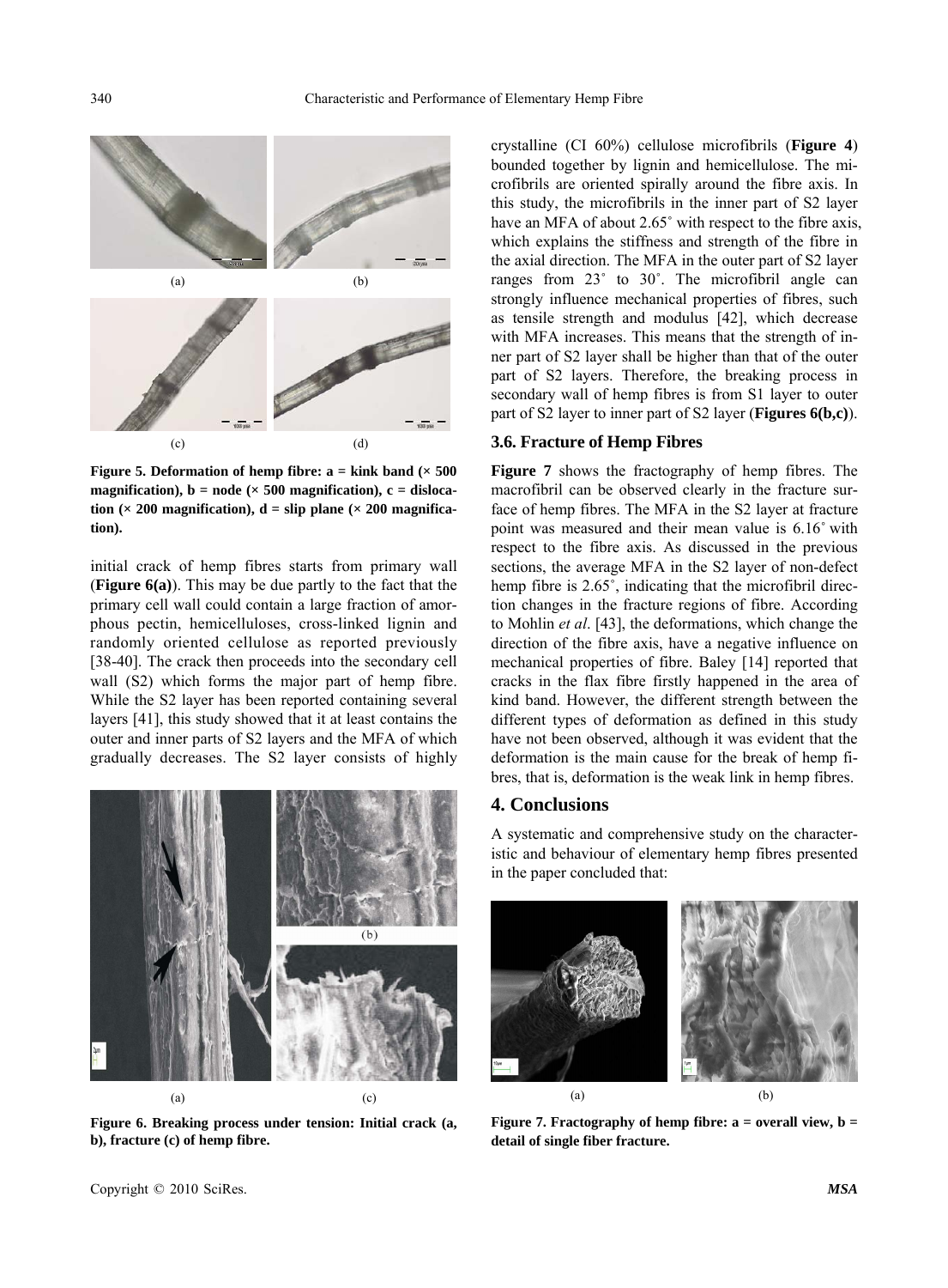Figure 5. Deformation of hemp fibre: a = kink band (× 500 magnification), b = node (× 500 magnification), c = dislocation (× 200 magnification), d = slip plane (× 200 magnification).

initial crack of hemp fibres starts from primary wall (**Figure 6(a)**). This may be due partly to the fact that the primary cell wall could contain a large fraction of amorphous pectin, hemicelluloses, cross-linked lignin and randomly oriented cellulose as reported previously [38-40]. The crack then proceeds into the secondary cell wall (S2) which forms the major part of hemp fibre. While the S2 layer has been reported containing several layers [41], this study showed that it at least contains the outer and inner parts of S2 layers and the MFA of which gradually decreases. The S2 layer consists of highly crystalline (CI 60%) cellulose microfibrils (**Figure 4**) bounded together by lignin and hemicellulose. The microfibrils are oriented spirally around the fibre axis. In this study, the microfibrils in the inner part of S2 layer have an MFA of about 2.65˚ with respect to the fibre axis, which explains the stiffness and strength of the fibre in the axial direction. The MFA in the outer part of S2 layer ranges from 23˚ to 30˚. The microfibril angle can strongly influence mechanical properties of fibres, such as tensile strength and modulus [42], which decrease with MFA increases. This means that the strength of inner part of S2 layer shall be higher than that of the outer part of S2 layers. Therefore, the breaking process in secondary wall of hemp fibres is from S1 layer to outer part of S2 layer to inner part of S2 layer (**Figures 6(b,c)**).

Figure 6. Breaking process under tension: Initial crack (a, b), fracture (c) of hemp fibre.

### 3.6. Fracture of Hemp Fibres

**Figure 7** shows the fractography of hemp fibres. The macrofibril can be observed clearly in the fracture surface of hemp fibres. The MFA in the S2 layer at fracture point was measured and their mean value is 6.16˚ with respect to the fibre axis. As discussed in the previous sections, the average MFA in the S2 layer of non-defect hemp fibre is 2.65˚, indicating that the microfibril direction changes in the fracture regions of fibre. According to Mohlin *et al*. [43], the deformations, which change the direction of the fibre axis, have a negative influence on mechanical properties of fibre. Baley [14] reported that cracks in the flax fibre firstly happened in the area of kind band. However, the different strength between the different types of deformation as defined in this study have not been observed, although it was evident that the deformation is the main cause for the break of hemp fibres, that is, deformation is the weak link in hemp fibres.

## 4. Conclusions

A systematic and comprehensive study on the characteristic and behaviour of elementary hemp fibres presented in the paper concluded that:

Figure 7. Fractography of hemp fibre: a = overall view, b = detail of single fiber fracture.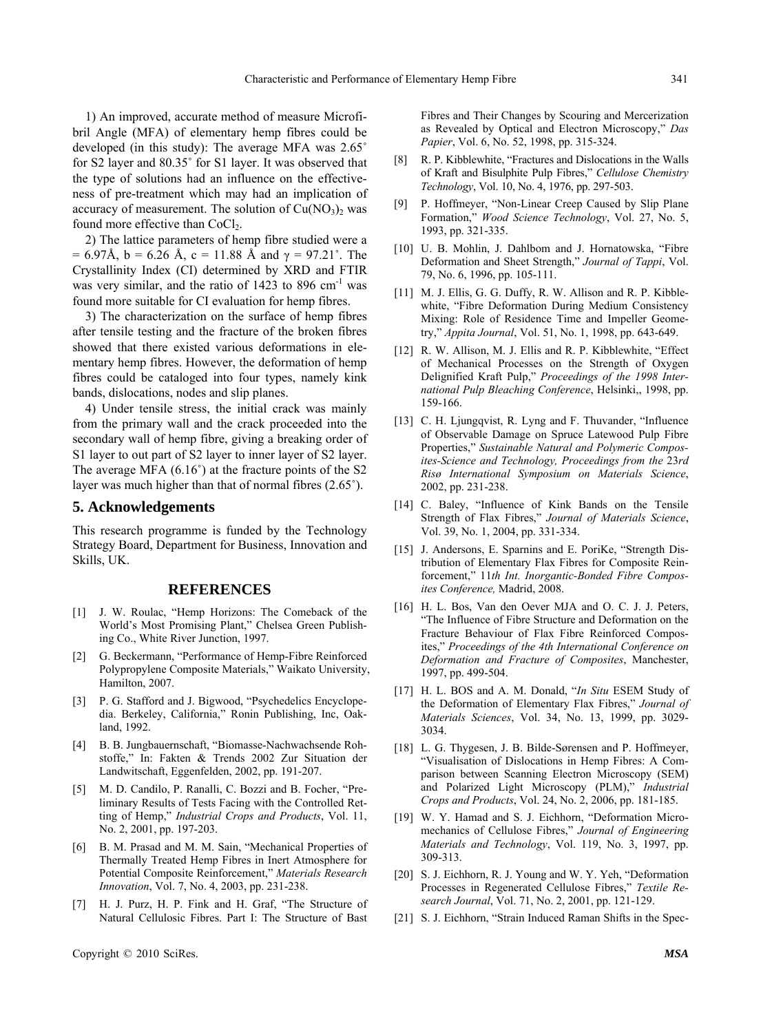1) An improved, accurate method of measure Microfibril Angle (MFA) of elementary hemp fibres could be developed (in this study): The average MFA was 2.65˚ for S2 layer and 80.35˚ for S1 layer. It was observed that the type of solutions had an influence on the effectiveness of pre-treatment which may had an implication of accuracy of measurement. The solution of $Cu(NO_3)_2$ was found more effective than $CoCl_2$.

2) The lattice parameters of hemp fibre studied were a = 6.97Å, b = 6.26 Å, c = 11.88 Å and γ = 97.21˚. The Crystallinity Index (CI) determined by XRD and FTIR was very similar, and the ratio of 1423 to 896 $cm^{-1}$ was found more suitable for CI evaluation for hemp fibres.

3) The characterization on the surface of hemp fibres after tensile testing and the fracture of the broken fibres showed that there existed various deformations in elementary hemp fibres. However, the deformation of hemp fibres could be cataloged into four types, namely kink bands, dislocations, nodes and slip planes.

4) Under tensile stress, the initial crack was mainly from the primary wall and the crack proceeded into the secondary wall of hemp fibre, giving a breaking order of S1 layer to out part of S2 layer to inner layer of S2 layer. The average MFA (6.16˚) at the fracture points of the S2 layer was much higher than that of normal fibres (2.65˚).

## 5. Acknowledgements

This research programme is funded by the Technology Strategy Board, Department for Business, Innovation and Skills, UK.

## REFERENCES

[1] J. W. Roulac, "Hemp Horizons: The Comeback of the World's Most Promising Plant," Chelsea Green Publishing Co., White River Junction, 1997.

[2] G. Beckermann, "Performance of Hemp-Fibre Reinforced Polypropylene Composite Materials," Waikato University, Hamilton, 2007.

[3] P. G. Stafford and J. Bigwood, "Psychedelics Encyclopedia. Berkeley, California," Ronin Publishing, Inc, Oakland, 1992.

[4] B. B. Jungbauernschaft, "Biomasse-Nachwachsende Rohstoffe," In: Fakten & Trends 2002 Zur Situation der Landwitschaft, Eggenfelden, 2002, pp. 191-207.

[5] M. D. Candilo, P. Ranalli, C. Bozzi and B. Focher, "Preliminary Results of Tests Facing with the Controlled Retting of Hemp," *Industrial Crops and Products*, Vol. 11, No. 2, 2001, pp. 197-203.

[6] B. M. Prasad and M. M. Sain, "Mechanical Properties of Thermally Treated Hemp Fibres in Inert Atmosphere for Potential Composite Reinforcement," *Materials Research Innovation*, Vol. 7, No. 4, 2003, pp. 231-238.

[7] H. J. Purz, H. P. Fink and H. Graf, "The Structure of Natural Cellulosic Fibres. Part I: The Structure of Bast Fibres and Their Changes by Scouring and Mercerization as Revealed by Optical and Electron Microscopy," *Das Papier*, Vol. 6, No. 52, 1998, pp. 315-324.

[8] R. P. Kibblewhite, "Fractures and Dislocations in the Walls of Kraft and Bisulphite Pulp Fibres," *Cellulose Chemistry Technology*, Vol. 10, No. 4, 1976, pp. 297-503.

[9] P. Hoffmeyer, "Non-Linear Creep Caused by Slip Plane Formation," *Wood Science Technology*, Vol. 27, No. 5, 1993, pp. 321-335.

[10] U. B. Mohlin, J. Dahlbom and J. Hornatowska, "Fibre Deformation and Sheet Strength," *Journal of Tappi*, Vol. 79, No. 6, 1996, pp. 105-111.

[11] M. J. Ellis, G. G. Duffy, R. W. Allison and R. P. Kibblewhite, "Fibre Deformation During Medium Consistency Mixing: Role of Residence Time and Impeller Geometry," *Appita Journal*, Vol. 51, No. 1, 1998, pp. 643-649.

[12] R. W. Allison, M. J. Ellis and R. P. Kibblewhite, "Effect of Mechanical Processes on the Strength of Oxygen Delignified Kraft Pulp," *Proceedings of the 1998 International Pulp Bleaching Conference*, Helsinki,, 1998, pp. 159-166.

[13] C. H. Ljungqvist, R. Lyng and F. Thuvander, "Influence of Observable Damage on Spruce Latewood Pulp Fibre Properties," *Sustainable Natural and Polymeric Composites-Science and Technology, Proceedings from the 23rd Risø International Symposium on Materials Science*, 2002, pp. 231-238.

[14] C. Baley, "Influence of Kink Bands on the Tensile Strength of Flax Fibres," *Journal of Materials Science*, Vol. 39, No. 1, 2004, pp. 331-334.

[15] J. Andersons, E. Sparnins and E. PoriKe, "Strength Distribution of Elementary Flax Fibres for Composite Reinforcement," 11*th Int. Inorgantic-Bonded Fibre Composites Conference,* Madrid, 2008.

[16] H. L. Bos, Van den Oever MJA and O. C. J. J. Peters, "The Influence of Fibre Structure and Deformation on the Fracture Behaviour of Flax Fibre Reinforced Composites," *Proceedings of the 4th International Conference on Deformation and Fracture of Composites*, Manchester, 1997, pp. 499-504.

[17] H. L. BOS and A. M. Donald, "*In Situ* ESEM Study of the Deformation of Elementary Flax Fibres," *Journal of Materials Sciences*, Vol. 34, No. 13, 1999, pp. 3029-3034.

[18] L. G. Thygesen, J. B. Bilde-Sørensen and P. Hoffmeyer, "Visualisation of Dislocations in Hemp Fibres: A Comparison between Scanning Electron Microscopy (SEM) and Polarized Light Microscopy (PLM)," *Industrial Crops and Products*, Vol. 24, No. 2, 2006, pp. 181-185.

[19] W. Y. Hamad and S. J. Eichhorn, "Deformation Micromechanics of Cellulose Fibres," *Journal of Engineering Materials and Technology*, Vol. 119, No. 3, 1997, pp. 309-313.

[20] S. J. Eichhorn, R. J. Young and W. Y. Yeh, "Deformation Processes in Regenerated Cellulose Fibres," *Textile Research Journal*, Vol. 71, No. 2, 2001, pp. 121-129.

[21] S. J. Eichhorn, "Strain Induced Raman Shifts in the Spec-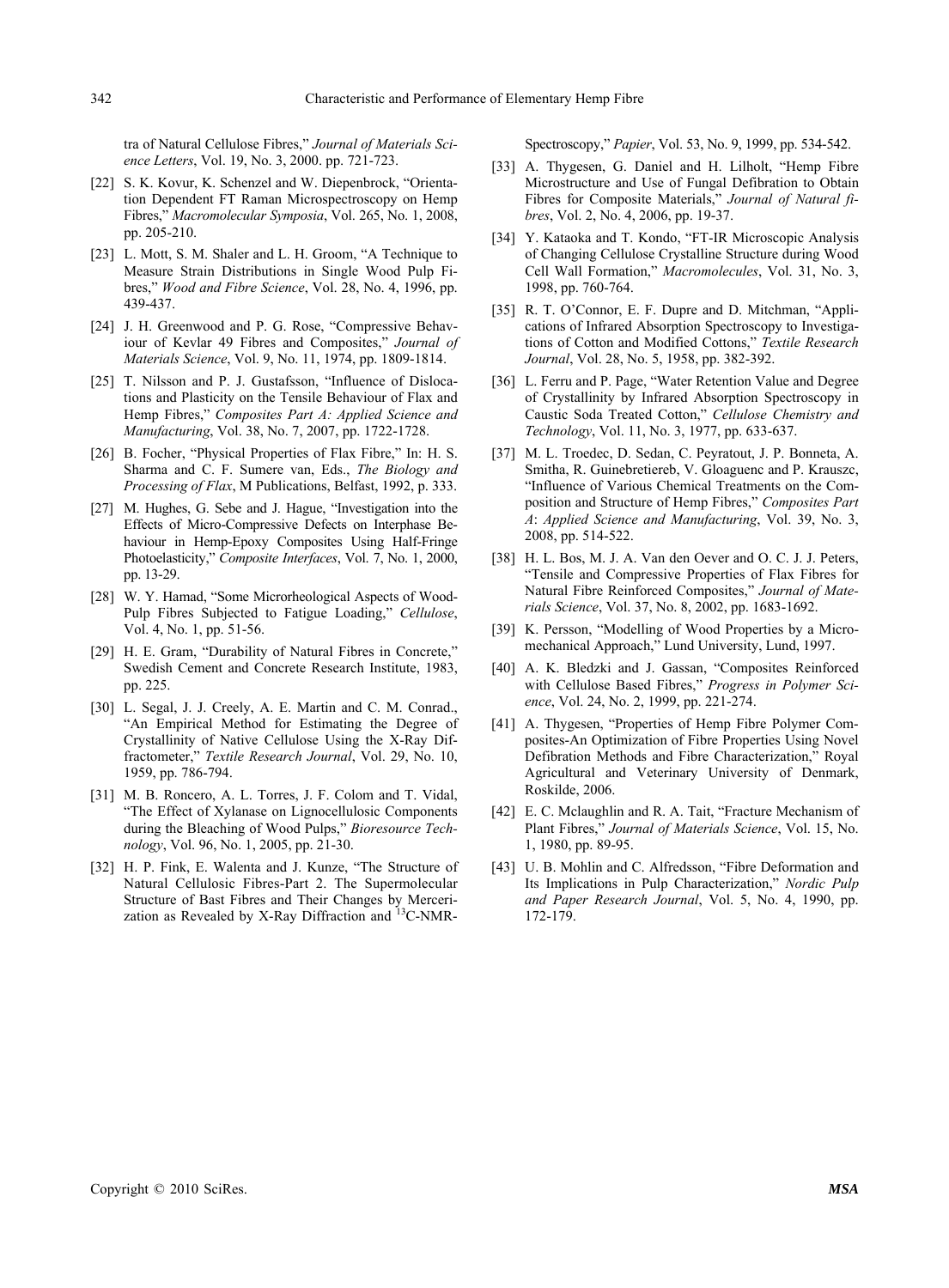tra of Natural Cellulose Fibres," *Journal of Materials Science Letters*, Vol. 19, No. 3, 2000. pp. 721-723.

[22] S. K. Kovur, K. Schenzel and W. Diepenbrock, "Orientation Dependent FT Raman Microspectroscopy on Hemp Fibres," *Macromolecular Symposia*, Vol. 265, No. 1, 2008, pp. 205-210.

[23] L. Mott, S. M. Shaler and L. H. Groom, "A Technique to Measure Strain Distributions in Single Wood Pulp Fibres," *Wood and Fibre Science*, Vol. 28, No. 4, 1996, pp. 439-437.

[24] J. H. Greenwood and P. G. Rose, "Compressive Behaviour of Kevlar 49 Fibres and Composites," *Journal of Materials Science*, Vol. 9, No. 11, 1974, pp. 1809-1814.

[25] T. Nilsson and P. J. Gustafsson, "Influence of Dislocations and Plasticity on the Tensile Behaviour of Flax and Hemp Fibres," *Composites Part A: Applied Science and Manufacturing*, Vol. 38, No. 7, 2007, pp. 1722-1728.

[26] B. Focher, "Physical Properties of Flax Fibre," In: H. S. Sharma and C. F. Sumere van, Eds., *The Biology and Processing of Flax*, M Publications, Belfast, 1992, p. 333.

[27] M. Hughes, G. Sebe and J. Hague, "Investigation into the Effects of Micro-Compressive Defects on Interphase Behaviour in Hemp-Epoxy Composites Using Half-Fringe Photoelasticity," *Composite Interfaces*, Vol. 7, No. 1, 2000, pp. 13-29.

[28] W. Y. Hamad, "Some Microrheological Aspects of Wood-Pulp Fibres Subjected to Fatigue Loading," *Cellulose*, Vol. 4, No. 1, pp. 51-56.

[29] H. E. Gram, "Durability of Natural Fibres in Concrete," Swedish Cement and Concrete Research Institute, 1983, pp. 225.

[30] L. Segal, J. J. Creely, A. E. Martin and C. M. Conrad., "An Empirical Method for Estimating the Degree of Crystallinity of Native Cellulose Using the X-Ray Diffractometer," *Textile Research Journal*, Vol. 29, No. 10, 1959, pp. 786-794.

[31] M. B. Roncero, A. L. Torres, J. F. Colom and T. Vidal, "The Effect of Xylanase on Lignocellulosic Components during the Bleaching of Wood Pulps," *Bioresource Technology*, Vol. 96, No. 1, 2005, pp. 21-30.

[32] H. P. Fink, E. Walenta and J. Kunze, "The Structure of Natural Cellulosic Fibres-Part 2. The Supermolecular Structure of Bast Fibres and Their Changes by Mercerization as Revealed by X-Ray Diffraction and $^{13}$C-NMR-Spectroscopy," *Papier*, Vol. 53, No. 9, 1999, pp. 534-542.

[33] A. Thygesen, G. Daniel and H. Lilholt, "Hemp Fibre Microstructure and Use of Fungal Defibration to Obtain Fibres for Composite Materials," *Journal of Natural fibres*, Vol. 2, No. 4, 2006, pp. 19-37.

[34] Y. Kataoka and T. Kondo, "FT-IR Microscopic Analysis of Changing Cellulose Crystalline Structure during Wood Cell Wall Formation," *Macromolecules*, Vol. 31, No. 3, 1998, pp. 760-764.

[35] R. T. O'Connor, E. F. Dupre and D. Mitchman, "Applications of Infrared Absorption Spectroscopy to Investigations of Cotton and Modified Cottons," *Textile Research Journal*, Vol. 28, No. 5, 1958, pp. 382-392.

[36] L. Ferru and P. Page, "Water Retention Value and Degree of Crystallinity by Infrared Absorption Spectroscopy in Caustic Soda Treated Cotton," *Cellulose Chemistry and Technology*, Vol. 11, No. 3, 1977, pp. 633-637.

[37] M. L. Troedec, D. Sedan, C. Peyratout, J. P. Bonneta, A. Smitha, R. Guinebretiereb, V. Gloaguenc and P. Krauszc, "Influence of Various Chemical Treatments on the Composition and Structure of Hemp Fibres," *Composites Part A*: *Applied Science and Manufacturing*, Vol. 39, No. 3, 2008, pp. 514-522.

[38] H. L. Bos, M. J. A. Van den Oever and O. C. J. J. Peters, "Tensile and Compressive Properties of Flax Fibres for Natural Fibre Reinforced Composites," *Journal of Materials Science*, Vol. 37, No. 8, 2002, pp. 1683-1692.

[39] K. Persson, "Modelling of Wood Properties by a Micromechanical Approach," Lund University, Lund, 1997.

[40] A. K. Bledzki and J. Gassan, "Composites Reinforced with Cellulose Based Fibres," *Progress in Polymer Science*, Vol. 24, No. 2, 1999, pp. 221-274.

[41] A. Thygesen, "Properties of Hemp Fibre Polymer Composites-An Optimization of Fibre Properties Using Novel Defibration Methods and Fibre Characterization," Royal Agricultural and Veterinary University of Denmark, Roskilde, 2006.

[42] E. C. Mclaughlin and R. A. Tait, "Fracture Mechanism of Plant Fibres," *Journal of Materials Science*, Vol. 15, No. 1, 1980, pp. 89-95.

[43] U. B. Mohlin and C. Alfredsson, "Fibre Deformation and Its Implications in Pulp Characterization," *Nordic Pulp and Paper Research Journal*, Vol. 5, No. 4, 1990, pp. 172-179.